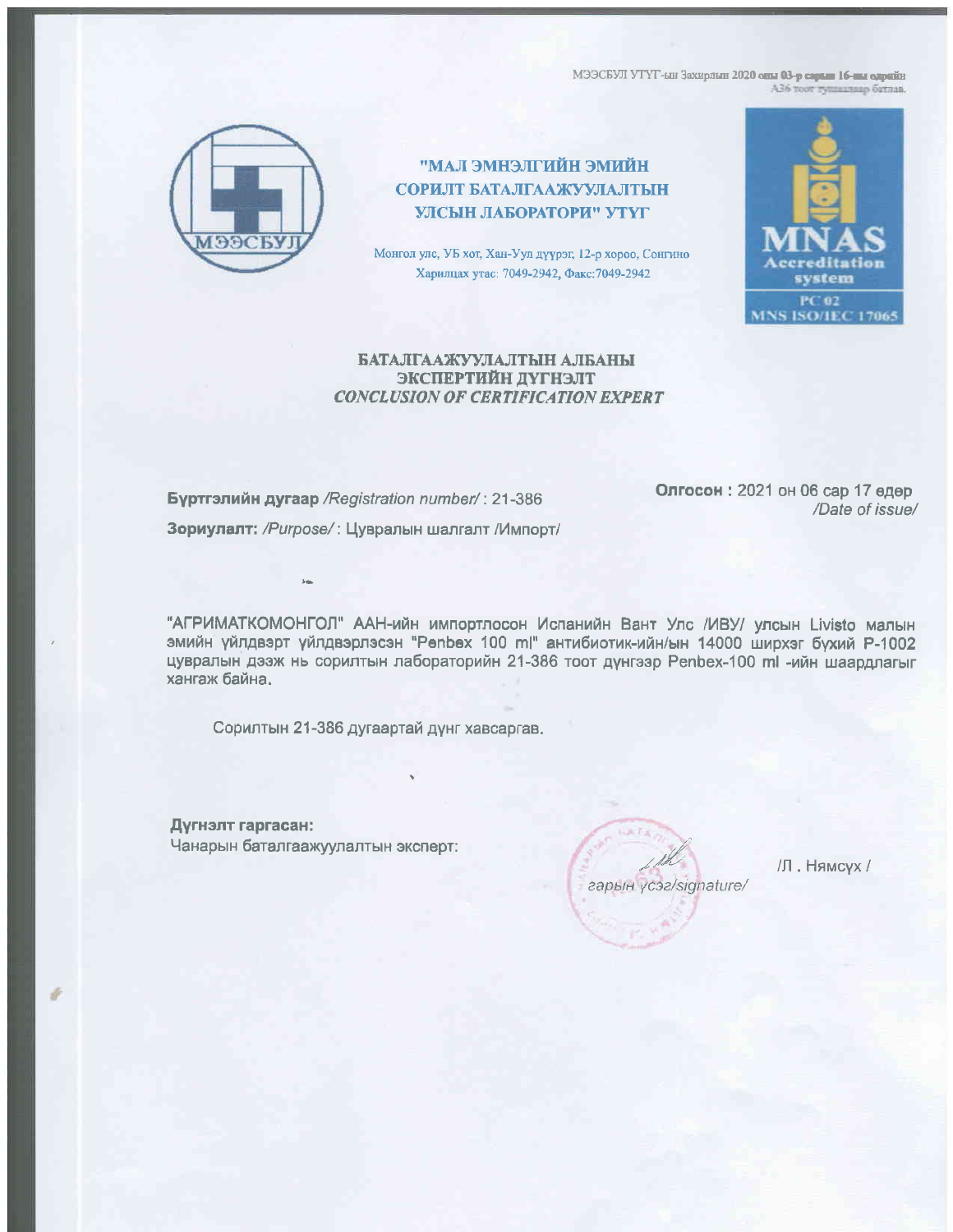МЭЭСБУЛ УТҮГ-ын Захирлын 2020 оны 03-р сарын 16-ны өдрийн А36 тоот тушаалаар батлав.

МЭЭСБУЛ

**"МАЛ ЭМНЭЛГИЙН ЭМИЙН СОРИЛТ БАТАЛГААЖУУЛАЛТЫН УЛСЫН ЛАБОРАТОРИ" УТҮГ**

Монгол улс, УБ хот, Хан-Уул дүүрэг, 12-р хороо, Сонгино
Харилцах утас: 7049-2942, Факс:7049-2942

MNAS Accreditation system
PC 02
MNS ISO/IEC 17065

## БАТАЛГААЖУУЛАЛТЫН АЛБАНЫ ЭКСПЕРТИЙН ДҮГНЭЛТ
## *CONCLUSION OF CERTIFICATION EXPERT*

**Бүртгэлийн дугаар** */Registration number/* : 21-386

**Олгосон :** 2021 он 06 сар 17 өдөр
*/Date of issue/*

**Зориулалт:** */Purpose/* : Цувралын шалгалт /Импорт/

"АГРИМАТКОМОНГОЛ" ААН-ийн импортлосон Испанийн Вант Улс /ИВУ/ улсын Livisto малын эмийн үйлдвэрт үйлдвэрлэсэн "Penbex 100 ml" антибиотик-ийн/ын 14000 ширхэг бүхий P-1002 цувралын дээж нь сорилтын лабораторийн 21-386 тоот дүнгээр Penbex-100 ml -ийн шаардлагыг хангаж байна.

Сорилтын 21-386 дугаартай дүнг хавсаргав.

**Дүгнэлт гаргасан:**
Чанарын баталгаажуулалтын эксперт:

гарын үсэг/signature/

/Л . Нямсүх /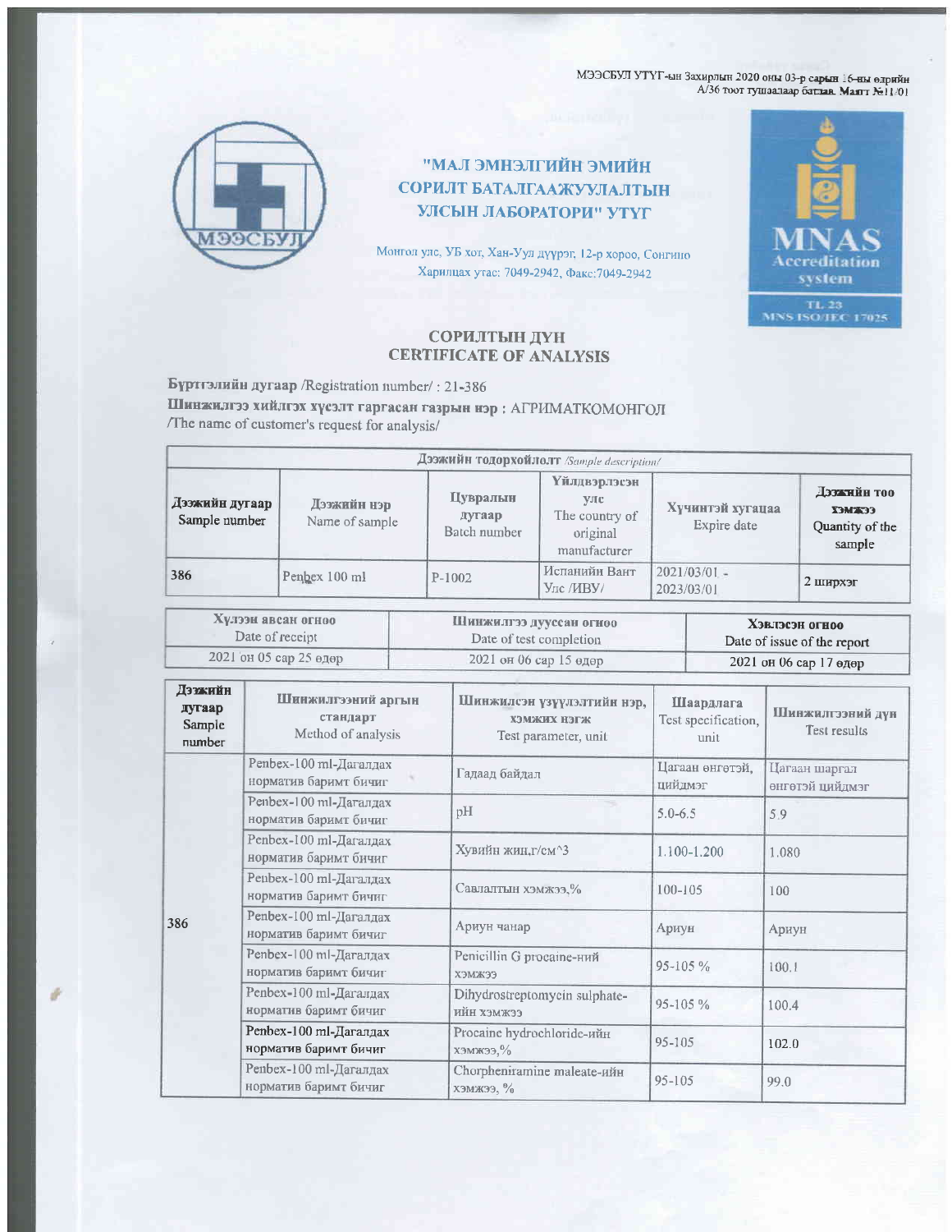МЭЭСБУЛ УТҮГ-ын Захирлын 2020 оны 03-р сарын 16-ны өдрийн А/36 тоот тушаалаар батлав. Маят №11-01

МЭЭСБУЛ

## "МАЛ ЭМНЭЛГИЙН ЭМИЙН СОРИЛТ БАТАЛГААЖУУЛАЛТЫН УЛСЫН ЛАБОРАТОРИ" УТҮГ

Монгол улс, УБ хот, Хан-Уул дүүрэг, 12-р хороо, Сонгино
Харилцах утас: 7049-2942, Факс:7049-2942

MNAS Accreditation system
TL 23
MNS ISO/IEC 17025

## СОРИЛТЫН ДҮН
## CERTIFICATE OF ANALYSIS

**Бүртгэлийн дугаар** /Registration number/ : 21-386

**Шинжилгээ хийлгэх хүсэлт гаргасан газрын нэр** : АГРИМАТКОМОНГОЛ
/The name of customer's request for analysis/

| Дээжийн тодорхойлолт /Sample description/ | | | | | |
|---|---|---|---|---|---|
| **Дээжийн дугаар** Sample number | **Дээжийн нэр** Name of sample | **Цувралын дугаар** Batch number | **Үйлдвэрлэсэн улс** The country of original manufacturer | **Хүчинтэй хугацаа** Expire date | **Дээжийн тоо хэмжээ** Quantity of the sample |
| 386 | Penbex 100 ml | P-1002 | Испанийн Вант Улс /ИВУ/ | 2021/03/01 - 2023/03/01 | 2 ширхэг |

| **Хүлээн авсан огноо** Date of receipt | **Шинжилгээ дууссан огноо** Date of test completion | **Хэвлэсэн огноо** Date of issue of the report |
|---|---|---|
| 2021 он 05 сар 25 өдөр | 2021 он 06 сар 15 өдөр | 2021 он 06 сар 17 өдөр |

| **Дээжийн дугаар** Sample number | **Шинжилгээний аргын стандарт** Method of analysis | **Шинжилсэн үзүүлэлтийн нэр, хэмжих нэгж** Test parameter, unit | **Шаардлага** Test specification, unit | **Шинжилгээний дүн** Test results |
|---|---|---|---|---|
| 386 | Penbex-100 ml-Дагалдах норматив баримт бичиг | Гадаад байдал | Цагаан өнгөтэй, цийдмэг | Цагаан шаргал өнгөтэй цийдмэг |
| | Penbex-100 ml-Дагалдах норматив баримт бичиг | pH | 5.0-6.5 | 5.9 |
| | Penbex-100 ml-Дагалдах норматив баримт бичиг | Хувийн жин,г/см^3 | 1.100-1.200 | 1.080 |
| | Penbex-100 ml-Дагалдах норматив баримт бичиг | Савлалтын хэмжээ,% | 100-105 | 100 |
| | Penbex-100 ml-Дагалдах норматив баримт бичиг | Ариун чанар | Ариун | Ариун |
| | Penbex-100 ml-Дагалдах норматив баримт бичиг | Penicillin G procaine-ний хэмжээ | 95-105 % | 100.1 |
| | Penbex-100 ml-Дагалдах норматив баримт бичиг | Dihydrostreptomycin sulphate-ийн хэмжээ | 95-105 % | 100.4 |
| | Penbex-100 ml-Дагалдах норматив баримт бичиг | Procaine hydrochloride-ийн хэмжээ,% | 95-105 | 102.0 |
| | Penbex-100 ml-Дагалдах норматив баримт бичиг | Chorpheniramine maleate-ийн хэмжээ, % | 95-105 | 99.0 |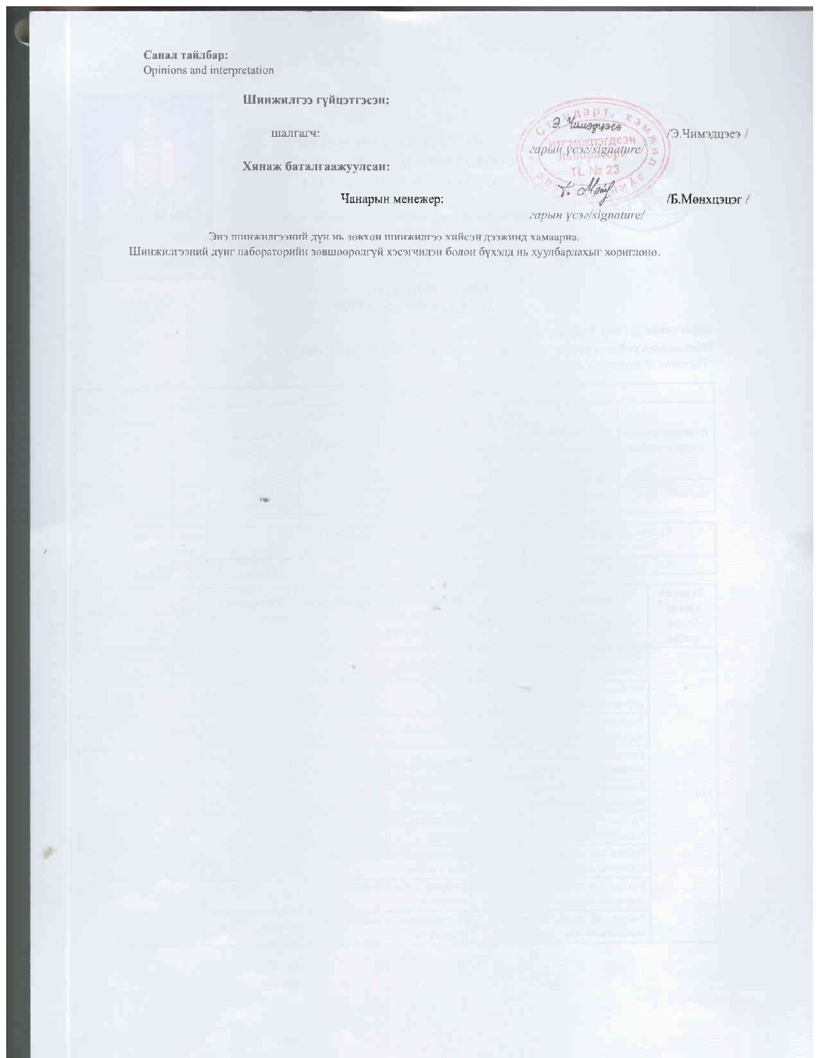**Санал тайлбар:**
Opinions and interpretation

**Шинжилгээ гүйцэтгэсэн:**

шалгагч: гарын үсэг/signature/ /Э.Чимэдцээ /

**Хянаж баталгаажуулсан:**

Чанарын менежер: гарын үсэг/signature/ /Б.Мөнхцэцэг /

Энэ шинжилгээний дүн нь зөвхөн шинжилгээ хийсэн дээжинд хамаарна.
Шинжилгээний дүнг лабораторийн зөвшөөрөлгүй хэсэгчилэн болон бүхэлд нь хуулбарлахыг хориглоно.